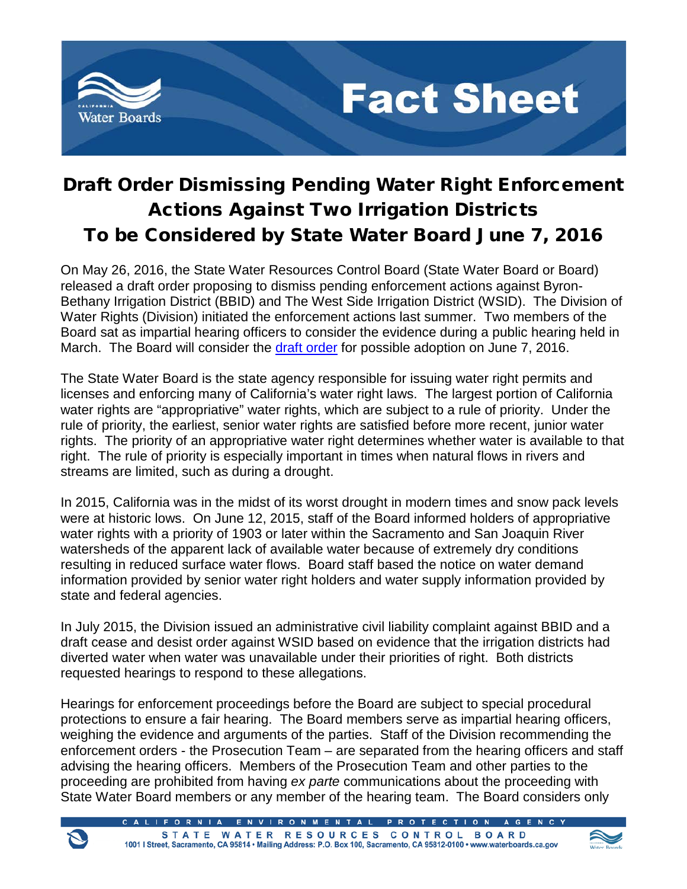# Fact Sheet

## Draft Order Dismissing Pending Water Right Enforcement Actions Against Two Irrigation Districts To be Considered by State Water Board June 7, 2016

On May 26, 2016, the State Water Resources Control Board (State Water Board or Board) released a draft order proposing to dismiss pending enforcement actions against Byron-Bethany Irrigation District (BBID) and The West Side Irrigation District (WSID). The Division of Water Rights (Division) initiated the enforcement actions last summer. Two members of the Board sat as impartial hearing officers to consider the evidence during a public hearing held in March. The Board will consider the draft order for possible adoption on June 7, 2016.

The State Water Board is the state agency responsible for issuing water right permits and licenses and enforcing many of California's water right laws. The largest portion of California water rights are "appropriative" water rights, which are subject to a rule of priority. Under the rule of priority, the earliest, senior water rights are satisfied before more recent, junior water rights. The priority of an appropriative water right determines whether water is available to that right. The rule of priority is especially important in times when natural flows in rivers and streams are limited, such as during a drought.

In 2015, California was in the midst of its worst drought in modern times and snow pack levels were at historic lows. On June 12, 2015, staff of the Board informed holders of appropriative water rights with a priority of 1903 or later within the Sacramento and San Joaquin River watersheds of the apparent lack of available water because of extremely dry conditions resulting in reduced surface water flows. Board staff based the notice on water demand information provided by senior water right holders and water supply information provided by state and federal agencies.

In July 2015, the Division issued an administrative civil liability complaint against BBID and a draft cease and desist order against WSID based on evidence that the irrigation districts had diverted water when water was unavailable under their priorities of right. Both districts requested hearings to respond to these allegations.

Hearings for enforcement proceedings before the Board are subject to special procedural protections to ensure a fair hearing. The Board members serve as impartial hearing officers, weighing the evidence and arguments of the parties. Staff of the Division recommending the enforcement orders - the Prosecution Team – are separated from the hearing officers and staff advising the hearing officers. Members of the Prosecution Team and other parties to the proceeding are prohibited from having *ex parte* communications about the proceeding with State Water Board members or any member of the hearing team. The Board considers only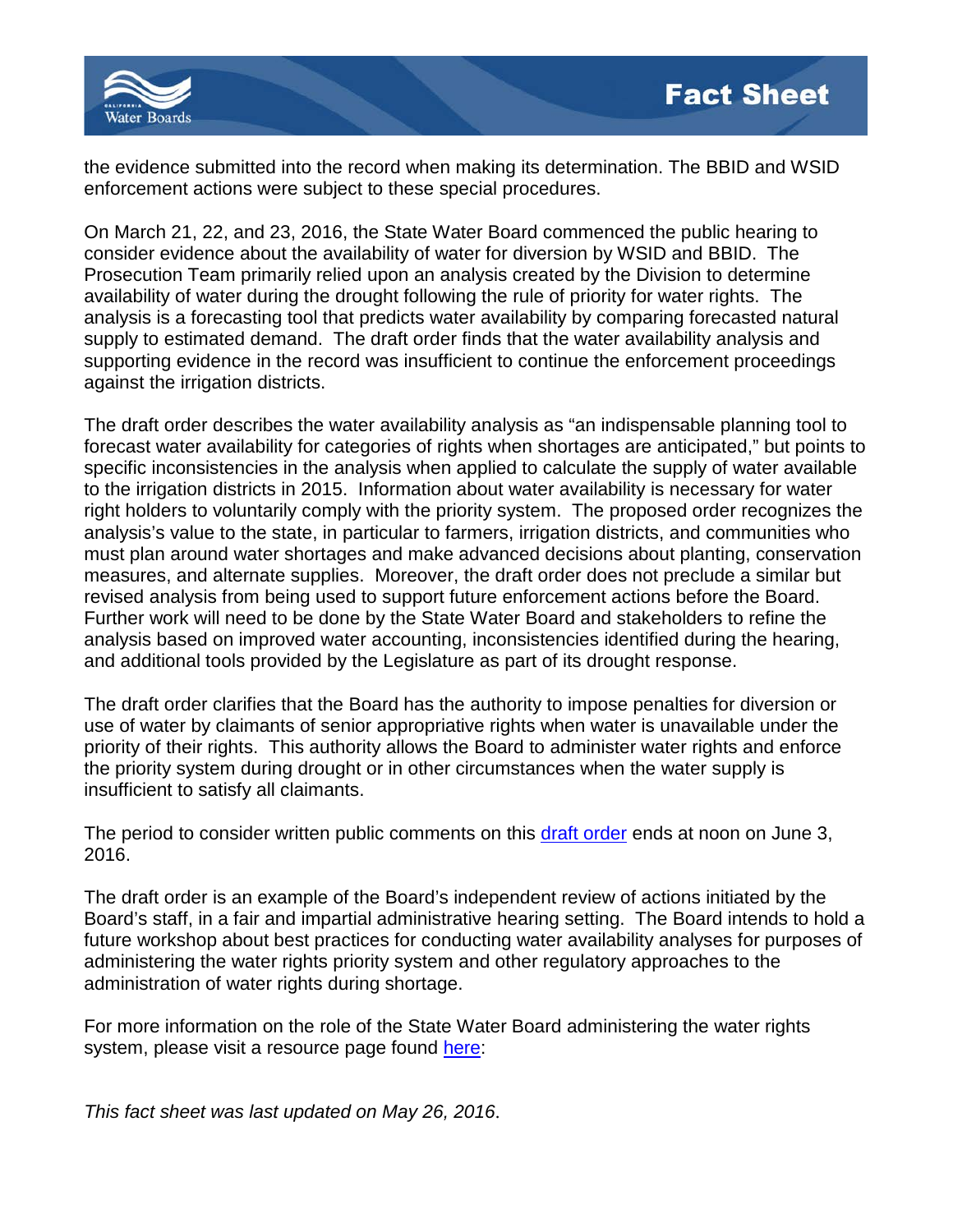the evidence submitted into the record when making its determination. The BBID and WSID enforcement actions were subject to these special procedures.

On March 21, 22, and 23, 2016, the State Water Board commenced the public hearing to consider evidence about the availability of water for diversion by WSID and BBID. The Prosecution Team primarily relied upon an analysis created by the Division to determine availability of water during the drought following the rule of priority for water rights. The analysis is a forecasting tool that predicts water availability by comparing forecasted natural supply to estimated demand. The draft order finds that the water availability analysis and supporting evidence in the record was insufficient to continue the enforcement proceedings against the irrigation districts.

The draft order describes the water availability analysis as "an indispensable planning tool to forecast water availability for categories of rights when shortages are anticipated," but points to specific inconsistencies in the analysis when applied to calculate the supply of water available to the irrigation districts in 2015. Information about water availability is necessary for water right holders to voluntarily comply with the priority system. The proposed order recognizes the analysis's value to the state, in particular to farmers, irrigation districts, and communities who must plan around water shortages and make advanced decisions about planting, conservation measures, and alternate supplies. Moreover, the draft order does not preclude a similar but revised analysis from being used to support future enforcement actions before the Board. Further work will need to be done by the State Water Board and stakeholders to refine the analysis based on improved water accounting, inconsistencies identified during the hearing, and additional tools provided by the Legislature as part of its drought response.

The draft order clarifies that the Board has the authority to impose penalties for diversion or use of water by claimants of senior appropriative rights when water is unavailable under the priority of their rights. This authority allows the Board to administer water rights and enforce the priority system during drought or in other circumstances when the water supply is insufficient to satisfy all claimants.

The period to consider written public comments on this draft order ends at noon on June 3, 2016.

The draft order is an example of the Board's independent review of actions initiated by the Board's staff, in a fair and impartial administrative hearing setting. The Board intends to hold a future workshop about best practices for conducting water availability analyses for purposes of administering the water rights priority system and other regulatory approaches to the administration of water rights during shortage.

For more information on the role of the State Water Board administering the water rights system, please visit a resource page found here:

*This fact sheet was last updated on May 26, 2016*.